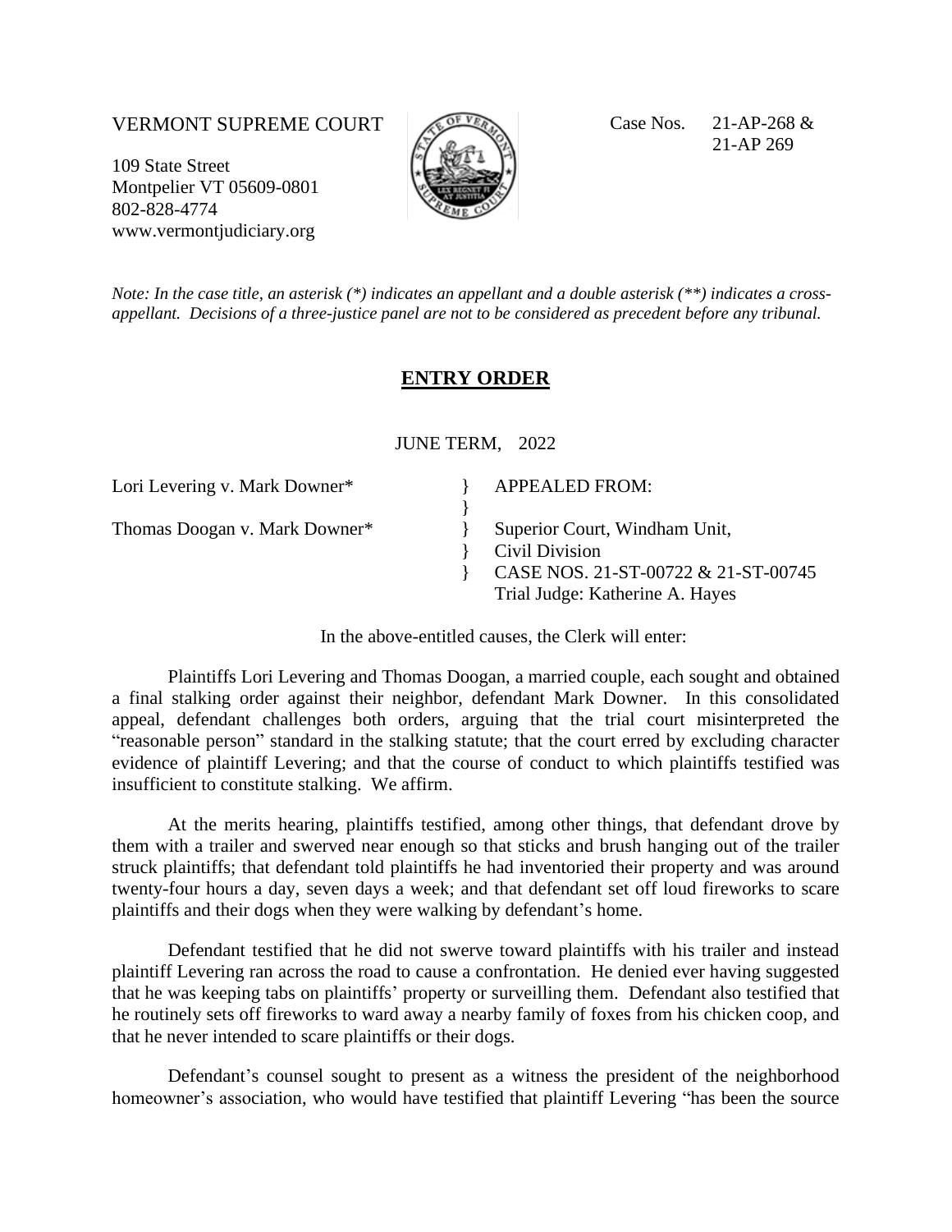VERMONT SUPREME COURT

109 State Street
Montpelier VT 05609-0801
802-828-4774
www.vermontjudiciary.org

Case Nos. 21-AP-268 & 21-AP 269

*Note: In the case title, an asterisk (*) indicates an appellant and a double asterisk (**) indicates a cross-appellant. Decisions of a three-justice panel are not to be considered as precedent before any tribunal.*

## ENTRY ORDER

JUNE TERM, 2022

| | |
|---|---|
| Lori Levering v. Mark Downer* | } APPEALED FROM: |
| | } |
| Thomas Doogan v. Mark Downer* | } Superior Court, Windham Unit, |
| | } Civil Division |
| | } CASE NOS. 21-ST-00722 & 21-ST-00745 |
| | Trial Judge: Katherine A. Hayes |

In the above-entitled causes, the Clerk will enter:

Plaintiffs Lori Levering and Thomas Doogan, a married couple, each sought and obtained a final stalking order against their neighbor, defendant Mark Downer. In this consolidated appeal, defendant challenges both orders, arguing that the trial court misinterpreted the "reasonable person" standard in the stalking statute; that the court erred by excluding character evidence of plaintiff Levering; and that the course of conduct to which plaintiffs testified was insufficient to constitute stalking. We affirm.

At the merits hearing, plaintiffs testified, among other things, that defendant drove by them with a trailer and swerved near enough so that sticks and brush hanging out of the trailer struck plaintiffs; that defendant told plaintiffs he had inventoried their property and was around twenty-four hours a day, seven days a week; and that defendant set off loud fireworks to scare plaintiffs and their dogs when they were walking by defendant's home.

Defendant testified that he did not swerve toward plaintiffs with his trailer and instead plaintiff Levering ran across the road to cause a confrontation. He denied ever having suggested that he was keeping tabs on plaintiffs' property or surveilling them. Defendant also testified that he routinely sets off fireworks to ward away a nearby family of foxes from his chicken coop, and that he never intended to scare plaintiffs or their dogs.

Defendant's counsel sought to present as a witness the president of the neighborhood homeowner's association, who would have testified that plaintiff Levering "has been the source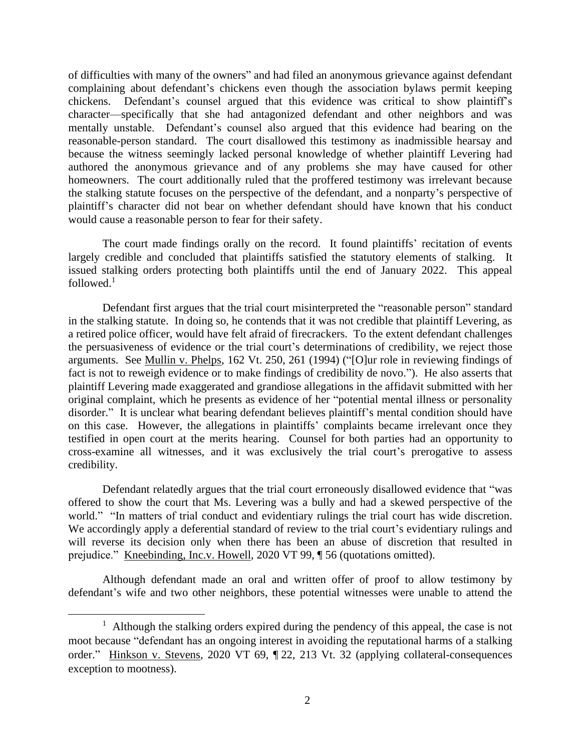of difficulties with many of the owners" and had filed an anonymous grievance against defendant complaining about defendant's chickens even though the association bylaws permit keeping chickens. Defendant's counsel argued that this evidence was critical to show plaintiff's character—specifically that she had antagonized defendant and other neighbors and was mentally unstable. Defendant's counsel also argued that this evidence had bearing on the reasonable-person standard. The court disallowed this testimony as inadmissible hearsay and because the witness seemingly lacked personal knowledge of whether plaintiff Levering had authored the anonymous grievance and of any problems she may have caused for other homeowners. The court additionally ruled that the proffered testimony was irrelevant because the stalking statute focuses on the perspective of the defendant, and a nonparty's perspective of plaintiff's character did not bear on whether defendant should have known that his conduct would cause a reasonable person to fear for their safety.

The court made findings orally on the record. It found plaintiffs' recitation of events largely credible and concluded that plaintiffs satisfied the statutory elements of stalking. It issued stalking orders protecting both plaintiffs until the end of January 2022. This appeal followed.[1]

Defendant first argues that the trial court misinterpreted the "reasonable person" standard in the stalking statute. In doing so, he contends that it was not credible that plaintiff Levering, as a retired police officer, would have felt afraid of firecrackers. To the extent defendant challenges the persuasiveness of evidence or the trial court's determinations of credibility, we reject those arguments. See Mullin v. Phelps, 162 Vt. 250, 261 (1994) ("[O]ur role in reviewing findings of fact is not to reweigh evidence or to make findings of credibility de novo."). He also asserts that plaintiff Levering made exaggerated and grandiose allegations in the affidavit submitted with her original complaint, which he presents as evidence of her "potential mental illness or personality disorder." It is unclear what bearing defendant believes plaintiff's mental condition should have on this case. However, the allegations in plaintiffs' complaints became irrelevant once they testified in open court at the merits hearing. Counsel for both parties had an opportunity to cross-examine all witnesses, and it was exclusively the trial court's prerogative to assess credibility.

Defendant relatedly argues that the trial court erroneously disallowed evidence that "was offered to show the court that Ms. Levering was a bully and had a skewed perspective of the world." "In matters of trial conduct and evidentiary rulings the trial court has wide discretion. We accordingly apply a deferential standard of review to the trial court's evidentiary rulings and will reverse its decision only when there has been an abuse of discretion that resulted in prejudice." Kneebinding, Inc.v. Howell, 2020 VT 99, ¶ 56 (quotations omitted).

Although defendant made an oral and written offer of proof to allow testimony by defendant's wife and two other neighbors, these potential witnesses were unable to attend the

[1] Although the stalking orders expired during the pendency of this appeal, the case is not moot because "defendant has an ongoing interest in avoiding the reputational harms of a stalking order." Hinkson v. Stevens, 2020 VT 69, ¶ 22, 213 Vt. 32 (applying collateral-consequences exception to mootness).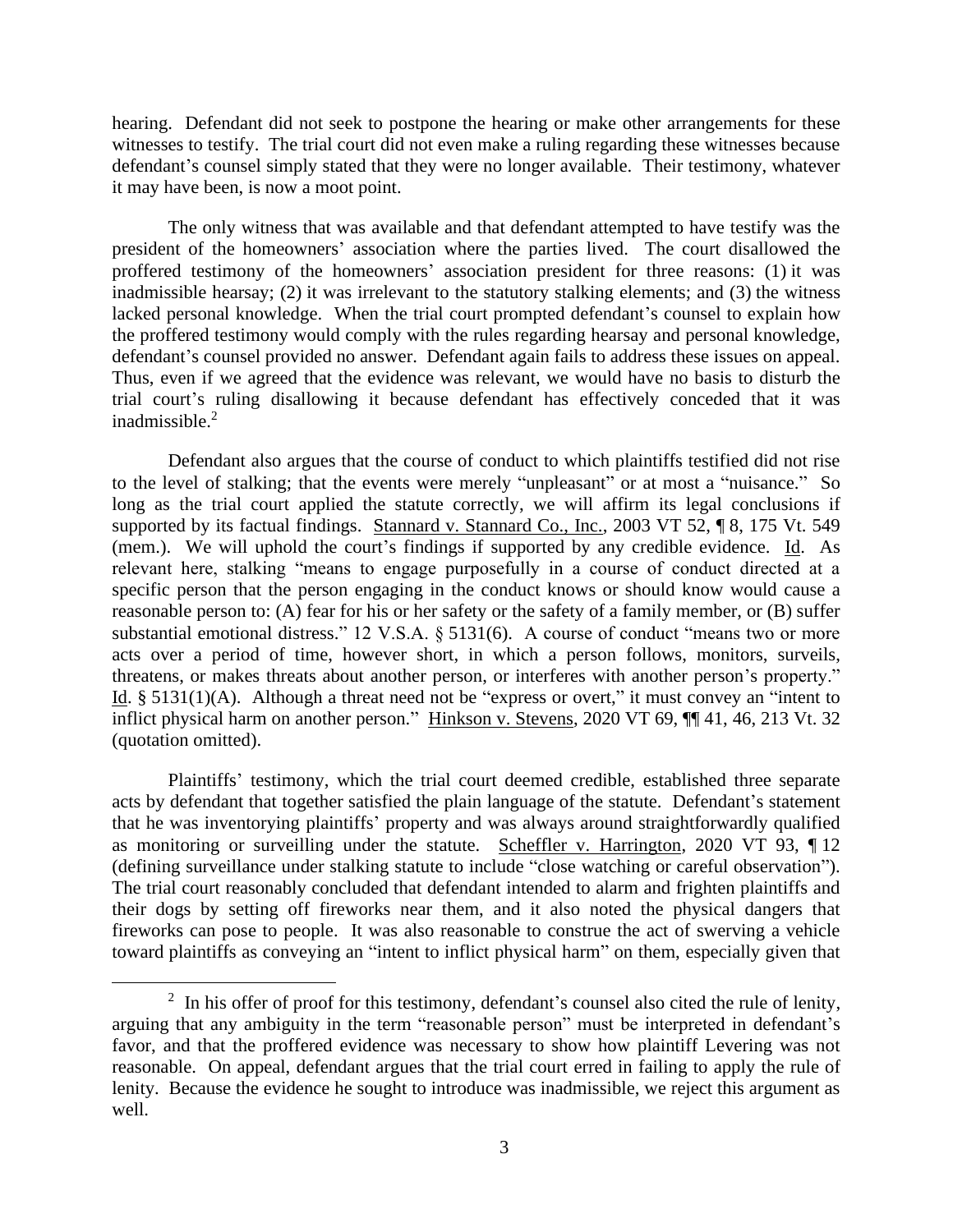hearing. Defendant did not seek to postpone the hearing or make other arrangements for these witnesses to testify. The trial court did not even make a ruling regarding these witnesses because defendant's counsel simply stated that they were no longer available. Their testimony, whatever it may have been, is now a moot point.

The only witness that was available and that defendant attempted to have testify was the president of the homeowners' association where the parties lived. The court disallowed the proffered testimony of the homeowners' association president for three reasons: (1) it was inadmissible hearsay; (2) it was irrelevant to the statutory stalking elements; and (3) the witness lacked personal knowledge. When the trial court prompted defendant's counsel to explain how the proffered testimony would comply with the rules regarding hearsay and personal knowledge, defendant's counsel provided no answer. Defendant again fails to address these issues on appeal. Thus, even if we agreed that the evidence was relevant, we would have no basis to disturb the trial court's ruling disallowing it because defendant has effectively conceded that it was inadmissible.[2]

Defendant also argues that the course of conduct to which plaintiffs testified did not rise to the level of stalking; that the events were merely "unpleasant" or at most a "nuisance." So long as the trial court applied the statute correctly, we will affirm its legal conclusions if supported by its factual findings. Stannard v. Stannard Co., Inc., 2003 VT 52, ¶ 8, 175 Vt. 549 (mem.). We will uphold the court's findings if supported by any credible evidence. Id. As relevant here, stalking "means to engage purposefully in a course of conduct directed at a specific person that the person engaging in the conduct knows or should know would cause a reasonable person to: (A) fear for his or her safety or the safety of a family member, or (B) suffer substantial emotional distress." 12 V.S.A. § 5131(6). A course of conduct "means two or more acts over a period of time, however short, in which a person follows, monitors, surveils, threatens, or makes threats about another person, or interferes with another person's property." Id. § 5131(1)(A). Although a threat need not be "express or overt," it must convey an "intent to inflict physical harm on another person." Hinkson v. Stevens, 2020 VT 69, ¶¶ 41, 46, 213 Vt. 32 (quotation omitted).

Plaintiffs' testimony, which the trial court deemed credible, established three separate acts by defendant that together satisfied the plain language of the statute. Defendant's statement that he was inventorying plaintiffs' property and was always around straightforwardly qualified as monitoring or surveilling under the statute. Scheffler v. Harrington, 2020 VT 93, ¶ 12 (defining surveillance under stalking statute to include "close watching or careful observation"). The trial court reasonably concluded that defendant intended to alarm and frighten plaintiffs and their dogs by setting off fireworks near them, and it also noted the physical dangers that fireworks can pose to people. It was also reasonable to construe the act of swerving a vehicle toward plaintiffs as conveying an "intent to inflict physical harm" on them, especially given that

[2] In his offer of proof for this testimony, defendant's counsel also cited the rule of lenity, arguing that any ambiguity in the term "reasonable person" must be interpreted in defendant's favor, and that the proffered evidence was necessary to show how plaintiff Levering was not reasonable. On appeal, defendant argues that the trial court erred in failing to apply the rule of lenity. Because the evidence he sought to introduce was inadmissible, we reject this argument as well.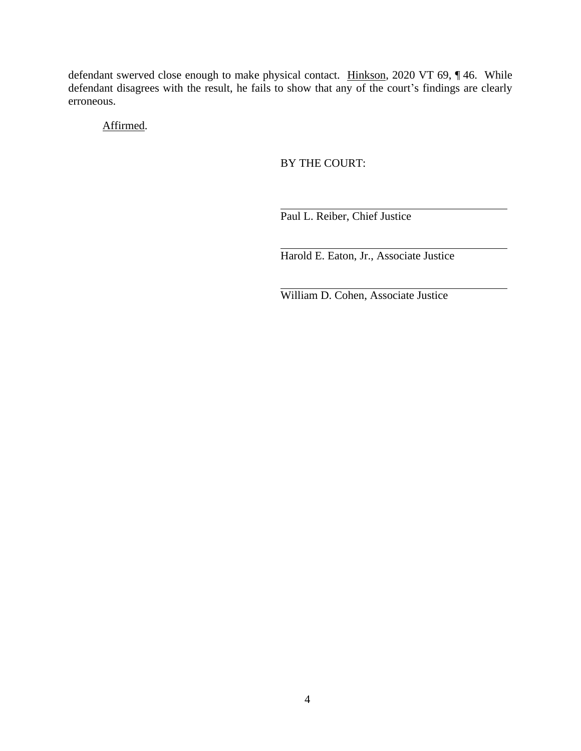defendant swerved close enough to make physical contact. Hinkson, 2020 VT 69, ¶ 46. While defendant disagrees with the result, he fails to show that any of the court's findings are clearly erroneous.

Affirmed.

BY THE COURT:

Paul L. Reiber, Chief Justice

Harold E. Eaton, Jr., Associate Justice

William D. Cohen, Associate Justice